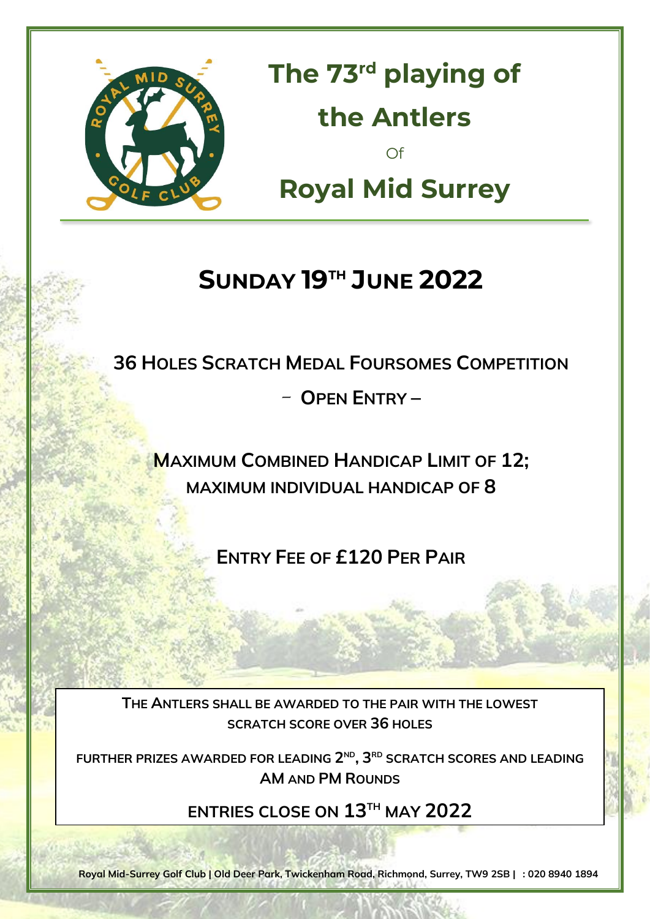# The 73rd playing of the Antlers

Of

# Royal Mid Surrey

## SUNDAY 19TH JUNE 2022

**36 HOLES SCRATCH MEDAL FOURSOMES COMPETITION**

**– OPEN ENTRY –**

**MAXIMUM COMBINED HANDICAP LIMIT OF 12; MAXIMUM INDIVIDUAL HANDICAP OF 8**

**ENTRY FEE OF £120 PER PAIR**

THE ANTLERS SHALL BE AWARDED TO THE PAIR WITH THE LOWEST SCRATCH SCORE OVER 36 HOLES

FURTHER PRIZES AWARDED FOR LEADING 2ND, 3RD SCRATCH SCORES AND LEADING AM AND PM ROUNDS

**ENTRIES CLOSE ON 13TH MAY 2022**

**Royal Mid-Surrey Golf Club | Old Deer Park, Twickenham Road, Richmond, Surrey, TW9 2SB | : 020 8940 1894**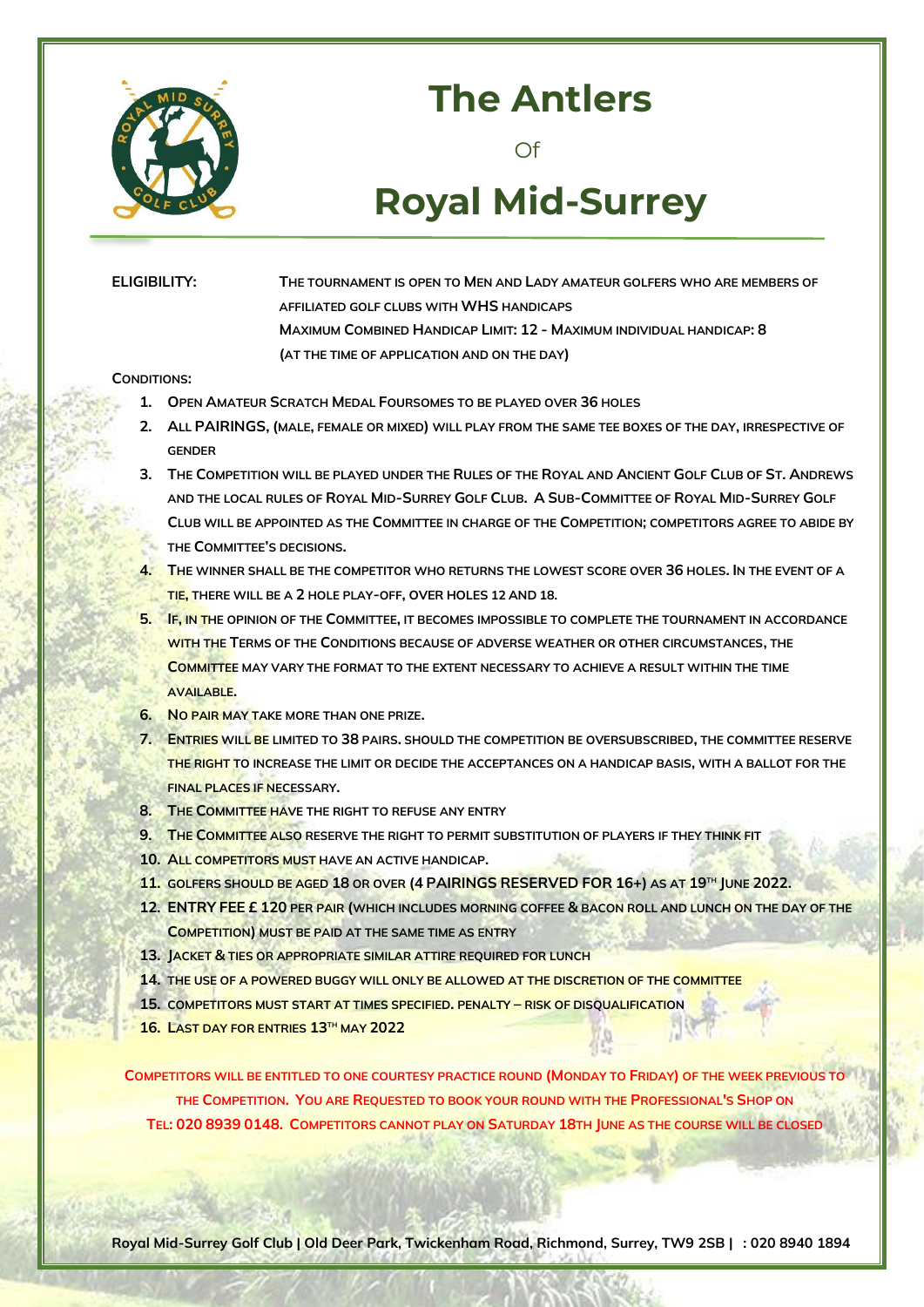# The Antlers

Of

# Royal Mid-Surrey

**ELIGIBILITY:** THE TOURNAMENT IS OPEN TO MEN AND LADY AMATEUR GOLFERS WHO ARE MEMBERS OF AFFILIATED GOLF CLUBS WITH WHS HANDICAPS

MAXIMUM COMBINED HANDICAP LIMIT: 12 - MAXIMUM INDIVIDUAL HANDICAP: 8

(AT THE TIME OF APPLICATION AND ON THE DAY)

**CONDITIONS:**

1. OPEN AMATEUR SCRATCH MEDAL FOURSOMES TO BE PLAYED OVER 36 HOLES
2. ALL PAIRINGS, (MALE, FEMALE OR MIXED) WILL PLAY FROM THE SAME TEE BOXES OF THE DAY, IRRESPECTIVE OF GENDER
3. THE COMPETITION WILL BE PLAYED UNDER THE RULES OF THE ROYAL AND ANCIENT GOLF CLUB OF ST. ANDREWS AND THE LOCAL RULES OF ROYAL MID-SURREY GOLF CLUB. A SUB-COMMITTEE OF ROYAL MID-SURREY GOLF CLUB WILL BE APPOINTED AS THE COMMITTEE IN CHARGE OF THE COMPETITION; COMPETITORS AGREE TO ABIDE BY THE COMMITTEE'S DECISIONS.
4. THE WINNER SHALL BE THE COMPETITOR WHO RETURNS THE LOWEST SCORE OVER 36 HOLES. IN THE EVENT OF A TIE, THERE WILL BE A 2 HOLE PLAY-OFF, OVER HOLES 12 AND 18.
5. IF, IN THE OPINION OF THE COMMITTEE, IT BECOMES IMPOSSIBLE TO COMPLETE THE TOURNAMENT IN ACCORDANCE WITH THE TERMS OF THE CONDITIONS BECAUSE OF ADVERSE WEATHER OR OTHER CIRCUMSTANCES, THE COMMITTEE MAY VARY THE FORMAT TO THE EXTENT NECESSARY TO ACHIEVE A RESULT WITHIN THE TIME AVAILABLE.
6. NO PAIR MAY TAKE MORE THAN ONE PRIZE.
7. ENTRIES WILL BE LIMITED TO 38 PAIRS. SHOULD THE COMPETITION BE OVERSUBSCRIBED, THE COMMITTEE RESERVE THE RIGHT TO INCREASE THE LIMIT OR DECIDE THE ACCEPTANCES ON A HANDICAP BASIS, WITH A BALLOT FOR THE FINAL PLACES IF NECESSARY.
8. THE COMMITTEE HAVE THE RIGHT TO REFUSE ANY ENTRY
9. THE COMMITTEE ALSO RESERVE THE RIGHT TO PERMIT SUBSTITUTION OF PLAYERS IF THEY THINK FIT
10. ALL COMPETITORS MUST HAVE AN ACTIVE HANDICAP.
11. GOLFERS SHOULD BE AGED 18 OR OVER (4 PAIRINGS RESERVED FOR 16+) AS AT 19TH JUNE 2022.
12. ENTRY FEE £ 120 PER PAIR (WHICH INCLUDES MORNING COFFEE & BACON ROLL AND LUNCH ON THE DAY OF THE COMPETITION) MUST BE PAID AT THE SAME TIME AS ENTRY
13. JACKET & TIES OR APPROPRIATE SIMILAR ATTIRE REQUIRED FOR LUNCH
14. THE USE OF A POWERED BUGGY WILL ONLY BE ALLOWED AT THE DISCRETION OF THE COMMITTEE
15. COMPETITORS MUST START AT TIMES SPECIFIED. PENALTY – RISK OF DISQUALIFICATION
16. LAST DAY FOR ENTRIES 13TH MAY 2022

COMPETITORS WILL BE ENTITLED TO ONE COURTESY PRACTICE ROUND (MONDAY TO FRIDAY) OF THE WEEK PREVIOUS TO THE COMPETITION. YOU ARE REQUESTED TO BOOK YOUR ROUND WITH THE PROFESSIONAL'S SHOP ON TEL: 020 8939 0148. COMPETITORS CANNOT PLAY ON SATURDAY 18TH JUNE AS THE COURSE WILL BE CLOSED

Royal Mid-Surrey Golf Club | Old Deer Park, Twickenham Road, Richmond, Surrey, TW9 2SB | : 020 8940 1894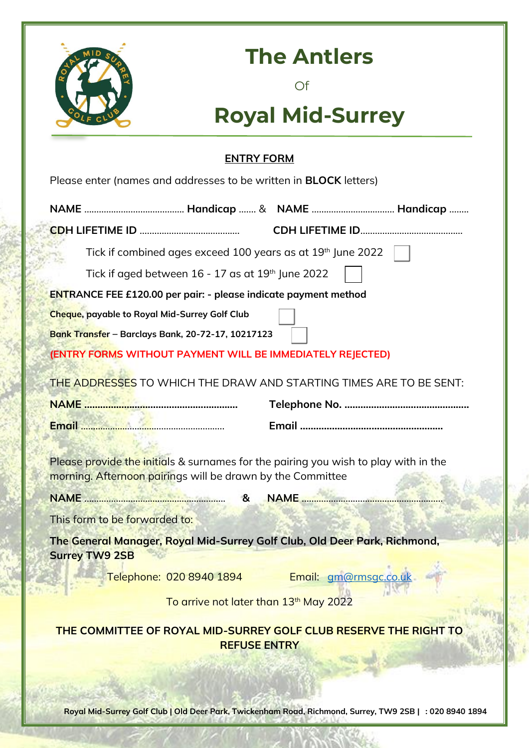# The Antlers

Of

# Royal Mid-Surrey

## ENTRY FORM

Please enter (names and addresses to be written in **BLOCK** letters)

**NAME** ........................................ **Handicap** ....... & **NAME** ................................. **Handicap** ........

**CDH LIFETIME ID** ........................................ **CDH LIFETIME ID**.........................................

Tick if combined ages exceed 100 years as at 19th June 2022 ☐

Tick if aged between 16 - 17 as at 19th June 2022 ☐

**ENTRANCE FEE £120.00 per pair: - please indicate payment method**

**Cheque, payable to Royal Mid-Surrey Golf Club** ☐

**Bank Transfer – Barclays Bank, 20-72-17, 10217123** ☐

**(ENTRY FORMS WITHOUT PAYMENT WILL BE IMMEDIATELY REJECTED)**

THE ADDRESSES TO WHICH THE DRAW AND STARTING TIMES ARE TO BE SENT:

**NAME** ........................................................ **Telephone No.** ..............................................

**Email** .......................................................... **Email** .....................................................

Please provide the initials & surnames for the pairing you wish to play with in the morning. Afternoon pairings will be drawn by the Committee

**NAME** ......................................................... **&** **NAME** .........................................................

This form to be forwarded to:

**The General Manager, Royal Mid-Surrey Golf Club, Old Deer Park, Richmond, Surrey TW9 2SB**

Telephone: 020 8940 1894 Email: gm@rmsgc.co.uk

To arrive not later than 13th May 2022

**THE COMMITTEE OF ROYAL MID-SURREY GOLF CLUB RESERVE THE RIGHT TO REFUSE ENTRY**

**Royal Mid-Surrey Golf Club | Old Deer Park, Twickenham Road, Richmond, Surrey, TW9 2SB | : 020 8940 1894**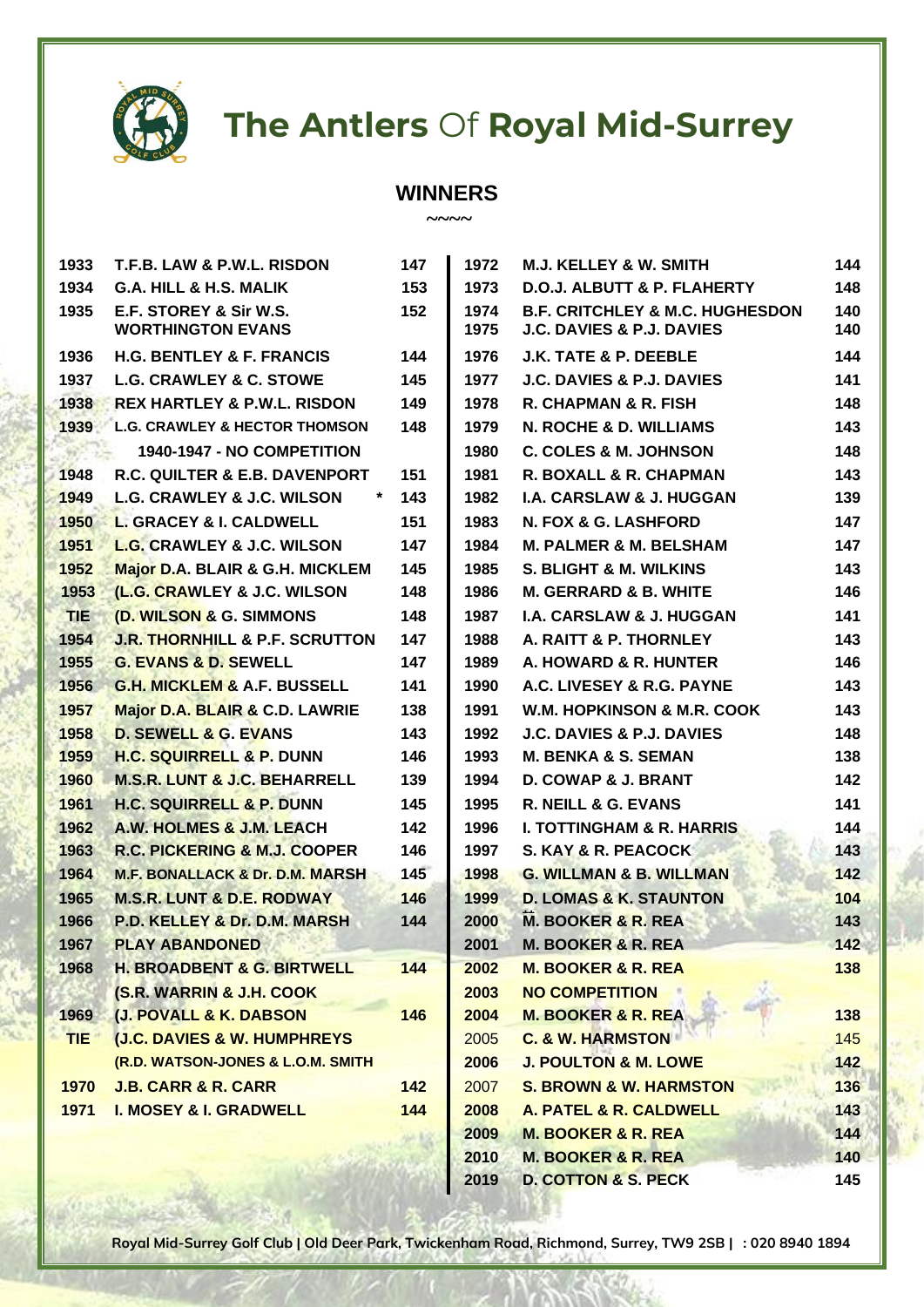# The Antlers Of Royal Mid-Surrey

## WINNERS

~~~~

| | | |
|---|---|---|
| 1933 | T.F.B. LAW & P.W.L. RISDON | 147 |
| 1934 | G.A. HILL & H.S. MALIK | 153 |
| 1935 | E.F. STOREY & Sir W.S. WORTHINGTON EVANS | 152 |
| 1936 | H.G. BENTLEY & F. FRANCIS | 144 |
| 1937 | L.G. CRAWLEY & C. STOWE | 145 |
| 1938 | REX HARTLEY & P.W.L. RISDON | 149 |
| 1939 | L.G. CRAWLEY & HECTOR THOMSON | 148 |
| | 1940-1947 - NO COMPETITION | |
| 1948 | R.C. QUILTER & E.B. DAVENPORT | 151 |
| 1949 | L.G. CRAWLEY & J.C. WILSON * | 143 |
| 1950 | L. GRACEY & I. CALDWELL | 151 |
| 1951 | L.G. CRAWLEY & J.C. WILSON | 147 |
| 1952 | Major D.A. BLAIR & G.H. MICKLEM | 145 |
| 1953 | (L.G. CRAWLEY & J.C. WILSON | 148 |
| TIE | (D. WILSON & G. SIMMONS | 148 |
| 1954 | J.R. THORNHILL & P.F. SCRUTTON | 147 |
| 1955 | G. EVANS & D. SEWELL | 147 |
| 1956 | G.H. MICKLEM & A.F. BUSSELL | 141 |
| 1957 | Major D.A. BLAIR & C.D. LAWRIE | 138 |
| 1958 | D. SEWELL & G. EVANS | 143 |
| 1959 | H.C. SQUIRRELL & P. DUNN | 146 |
| 1960 | M.S.R. LUNT & J.C. BEHARRELL | 139 |
| 1961 | H.C. SQUIRRELL & P. DUNN | 145 |
| 1962 | A.W. HOLMES & J.M. LEACH | 142 |
| 1963 | R.C. PICKERING & M.J. COOPER | 146 |
| 1964 | M.F. BONALLACK & Dr. D.M. MARSH | 145 |
| 1965 | M.S.R. LUNT & D.E. RODWAY | 146 |
| 1966 | P.D. KELLEY & Dr. D.M. MARSH | 144 |
| 1967 | PLAY ABANDONED | |
| 1968 | H. BROADBENT & G. BIRTWELL | 144 |
| | (S.R. WARRIN & J.H. COOK | |
| 1969 | (J. POVALL & K. DABSON | 146 |
| TIE | (J.C. DAVIES & W. HUMPHREYS | |
| | (R.D. WATSON-JONES & L.O.M. SMITH | |
| 1970 | J.B. CARR & R. CARR | 142 |
| 1971 | I. MOSEY & I. GRADWELL | 144 |
| 1972 | M.J. KELLEY & W. SMITH | 144 |
| 1973 | D.O.J. ALBUTT & P. FLAHERTY | 148 |
| 1974 | B.F. CRITCHLEY & M.C. HUGHESDON | 140 |
| 1975 | J.C. DAVIES & P.J. DAVIES | 140 |
| 1976 | J.K. TATE & P. DEEBLE | 144 |
| 1977 | J.C. DAVIES & P.J. DAVIES | 141 |
| 1978 | R. CHAPMAN & R. FISH | 148 |
| 1979 | N. ROCHE & D. WILLIAMS | 143 |
| 1980 | C. COLES & M. JOHNSON | 148 |
| 1981 | R. BOXALL & R. CHAPMAN | 143 |
| 1982 | I.A. CARSLAW & J. HUGGAN | 139 |
| 1983 | N. FOX & G. LASHFORD | 147 |
| 1984 | M. PALMER & M. BELSHAM | 147 |
| 1985 | S. BLIGHT & M. WILKINS | 143 |
| 1986 | M. GERRARD & B. WHITE | 146 |
| 1987 | I.A. CARSLAW & J. HUGGAN | 141 |
| 1988 | A. RAITT & P. THORNLEY | 143 |
| 1989 | A. HOWARD & R. HUNTER | 146 |
| 1990 | A.C. LIVESEY & R.G. PAYNE | 143 |
| 1991 | W.M. HOPKINSON & M.R. COOK | 143 |
| 1992 | J.C. DAVIES & P.J. DAVIES | 148 |
| 1993 | M. BENKA & S. SEMAN | 138 |
| 1994 | D. COWAP & J. BRANT | 142 |
| 1995 | R. NEILL & G. EVANS | 141 |
| 1996 | I. TOTTINGHAM & R. HARRIS | 144 |
| 1997 | S. KAY & R. PEACOCK | 143 |
| 1998 | G. WILLMAN & B. WILLMAN | 142 |
| 1999 | D. LOMAS & K. STAUNTON | 104 |
| 2000 | M. BOOKER & R. REA | 143 |
| 2001 | M. BOOKER & R. REA | 142 |
| 2002 | M. BOOKER & R. REA | 138 |
| 2003 | NO COMPETITION | |
| 2004 | M. BOOKER & R. REA | 138 |
| 2005 | C. & W. HARMSTON | 145 |
| 2006 | J. POULTON & M. LOWE | 142 |
| 2007 | S. BROWN & W. HARMSTON | 136 |
| 2008 | A. PATEL & R. CALDWELL | 143 |
| 2009 | M. BOOKER & R. REA | 144 |
| 2010 | M. BOOKER & R. REA | 140 |
| 2019 | D. COTTON & S. PECK | 145 |

Royal Mid-Surrey Golf Club | Old Deer Park, Twickenham Road, Richmond, Surrey, TW9 2SB | : 020 8940 1894